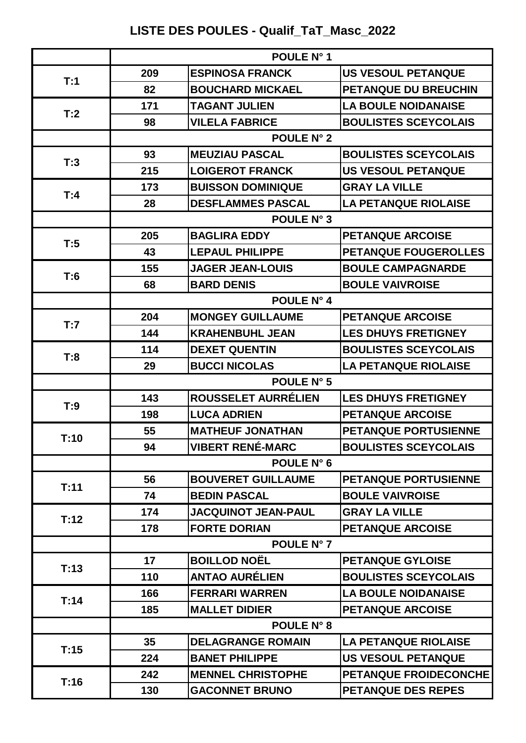# LISTE DES POULES - Qualif_TaT_Masc_2022

| | POULE N° 1 | | |
|---|---|---|---|
| T:1 | 209 | ESPINOSA FRANCK | US VESOUL PETANQUE |
| | 82 | BOUCHARD MICKAEL | PETANQUE DU BREUCHIN |
| T:2 | 171 | TAGANT JULIEN | LA BOULE NOIDANAISE |
| | 98 | VILELA FABRICE | BOULISTES SCEYCOLAIS |
| | POULE N° 2 | | |
| T:3 | 93 | MEUZIAU PASCAL | BOULISTES SCEYCOLAIS |
| | 215 | LOIGEROT FRANCK | US VESOUL PETANQUE |
| T:4 | 173 | BUISSON DOMINIQUE | GRAY LA VILLE |
| | 28 | DESFLAMMES PASCAL | LA PETANQUE RIOLAISE |
| | POULE N° 3 | | |
| T:5 | 205 | BAGLIRA EDDY | PETANQUE ARCOISE |
| | 43 | LEPAUL PHILIPPE | PETANQUE FOUGEROLLES |
| T:6 | 155 | JAGER JEAN-LOUIS | BOULE CAMPAGNARDE |
| | 68 | BARD DENIS | BOULE VAIVROISE |
| | POULE N° 4 | | |
| T:7 | 204 | MONGEY GUILLAUME | PETANQUE ARCOISE |
| | 144 | KRAHENBUHL JEAN | LES DHUYS FRETIGNEY |
| T:8 | 114 | DEXET QUENTIN | BOULISTES SCEYCOLAIS |
| | 29 | BUCCI NICOLAS | LA PETANQUE RIOLAISE |
| | POULE N° 5 | | |
| T:9 | 143 | ROUSSELET AURRÉLIEN | LES DHUYS FRETIGNEY |
| | 198 | LUCA ADRIEN | PETANQUE ARCOISE |
| T:10 | 55 | MATHEUF JONATHAN | PETANQUE PORTUSIENNE |
| | 94 | VIBERT RENÉ-MARC | BOULISTES SCEYCOLAIS |
| | POULE N° 6 | | |
| T:11 | 56 | BOUVERET GUILLAUME | PETANQUE PORTUSIENNE |
| | 74 | BEDIN PASCAL | BOULE VAIVROISE |
| T:12 | 174 | JACQUINOT JEAN-PAUL | GRAY LA VILLE |
| | 178 | FORTE DORIAN | PETANQUE ARCOISE |
| | POULE N° 7 | | |
| T:13 | 17 | BOILLOD NOËL | PETANQUE GYLOISE |
| | 110 | ANTAO AURÉLIEN | BOULISTES SCEYCOLAIS |
| T:14 | 166 | FERRARI WARREN | LA BOULE NOIDANAISE |
| | 185 | MALLET DIDIER | PETANQUE ARCOISE |
| | POULE N° 8 | | |
| T:15 | 35 | DELAGRANGE ROMAIN | LA PETANQUE RIOLAISE |
| | 224 | BANET PHILIPPE | US VESOUL PETANQUE |
| T:16 | 242 | MENNEL CHRISTOPHE | PETANQUE FROIDECONCHE |
| | 130 | GACONNET BRUNO | PETANQUE DES REPES |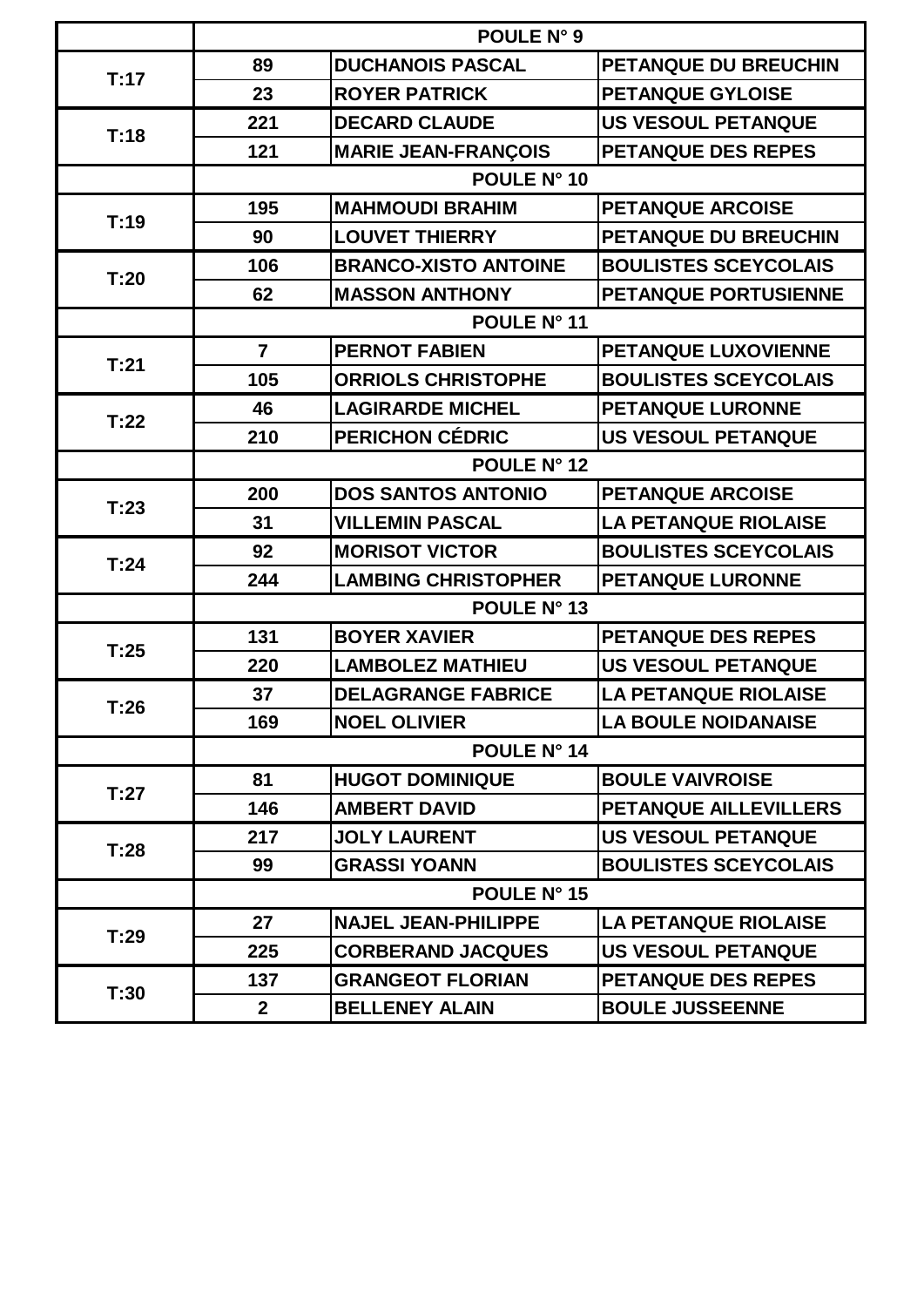| | POULE N° 9 | | |
|---|---|---|---|
| T:17 | 89 | DUCHANOIS PASCAL | PETANQUE DU BREUCHIN |
| | 23 | ROYER PATRICK | PETANQUE GYLOISE |
| T:18 | 221 | DECARD CLAUDE | US VESOUL PETANQUE |
| | 121 | MARIE JEAN-FRANÇOIS | PETANQUE DES REPES |
| | POULE N° 10 | | |
| T:19 | 195 | MAHMOUDI BRAHIM | PETANQUE ARCOISE |
| | 90 | LOUVET THIERRY | PETANQUE DU BREUCHIN |
| T:20 | 106 | BRANCO-XISTO ANTOINE | BOULISTES SCEYCOLAIS |
| | 62 | MASSON ANTHONY | PETANQUE PORTUSIENNE |
| | POULE N° 11 | | |
| T:21 | 7 | PERNOT FABIEN | PETANQUE LUXOVIENNE |
| | 105 | ORRIOLS CHRISTOPHE | BOULISTES SCEYCOLAIS |
| T:22 | 46 | LAGIRARDE MICHEL | PETANQUE LURONNE |
| | 210 | PERICHON CÉDRIC | US VESOUL PETANQUE |
| | POULE N° 12 | | |
| T:23 | 200 | DOS SANTOS ANTONIO | PETANQUE ARCOISE |
| | 31 | VILLEMIN PASCAL | LA PETANQUE RIOLAISE |
| T:24 | 92 | MORISOT VICTOR | BOULISTES SCEYCOLAIS |
| | 244 | LAMBING CHRISTOPHER | PETANQUE LURONNE |
| | POULE N° 13 | | |
| T:25 | 131 | BOYER XAVIER | PETANQUE DES REPES |
| | 220 | LAMBOLEZ MATHIEU | US VESOUL PETANQUE |
| T:26 | 37 | DELAGRANGE FABRICE | LA PETANQUE RIOLAISE |
| | 169 | NOEL OLIVIER | LA BOULE NOIDANAISE |
| | POULE N° 14 | | |
| T:27 | 81 | HUGOT DOMINIQUE | BOULE VAIVROISE |
| | 146 | AMBERT DAVID | PETANQUE AILLEVILLERS |
| T:28 | 217 | JOLY LAURENT | US VESOUL PETANQUE |
| | 99 | GRASSI YOANN | BOULISTES SCEYCOLAIS |
| | POULE N° 15 | | |
| T:29 | 27 | NAJEL JEAN-PHILIPPE | LA PETANQUE RIOLAISE |
| | 225 | CORBERAND JACQUES | US VESOUL PETANQUE |
| T:30 | 137 | GRANGEOT FLORIAN | PETANQUE DES REPES |
| | 2 | BELLENEY ALAIN | BOULE JUSSEENNE |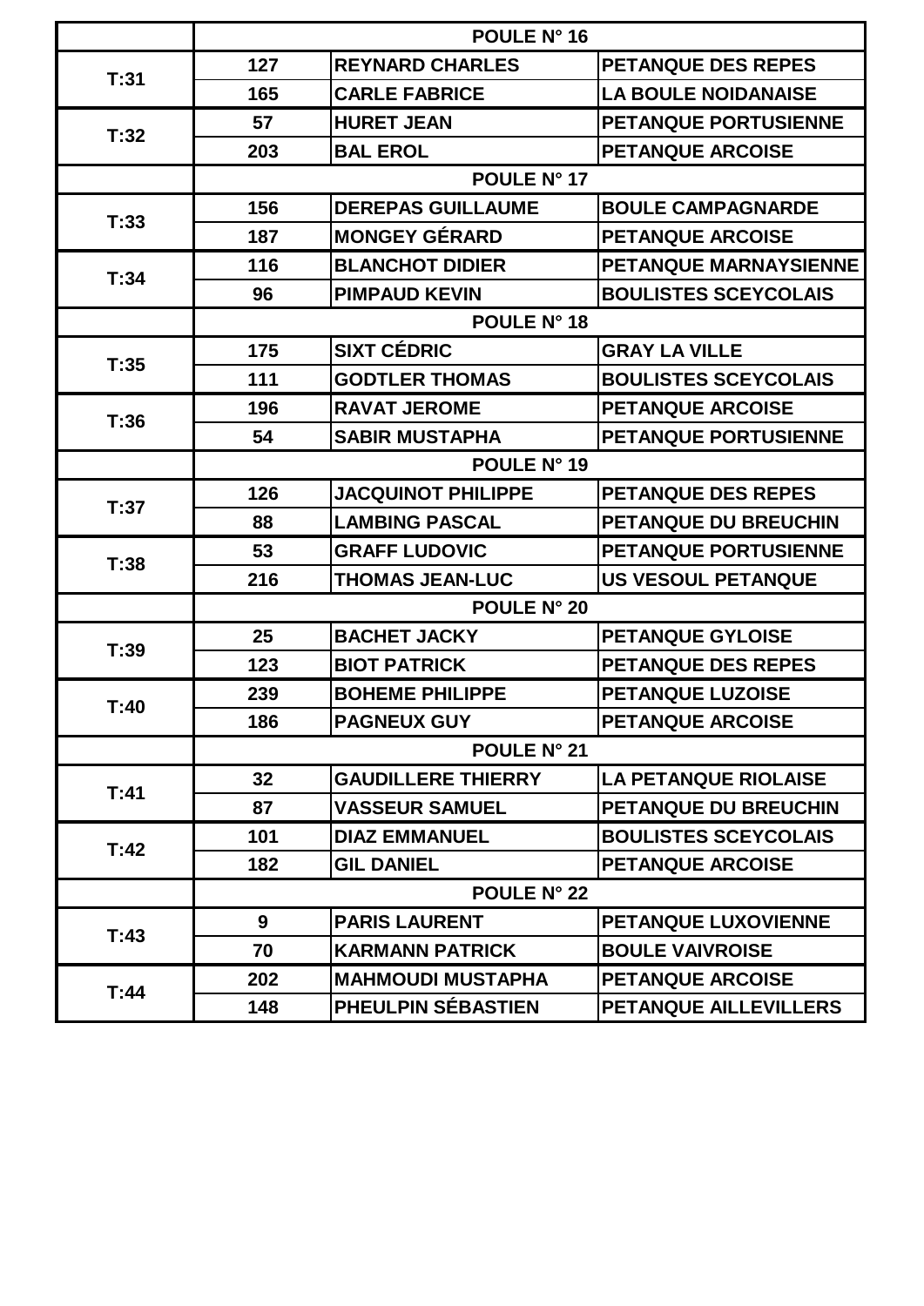| | POULE N° 16 | | |
|---|---|---|---|
| T:31 | 127 | REYNARD CHARLES | PETANQUE DES REPES |
| | 165 | CARLE FABRICE | LA BOULE NOIDANAISE |
| T:32 | 57 | HURET JEAN | PETANQUE PORTUSIENNE |
| | 203 | BAL EROL | PETANQUE ARCOISE |
| | POULE N° 17 | | |
| T:33 | 156 | DEREPAS GUILLAUME | BOULE CAMPAGNARDE |
| | 187 | MONGEY GÉRARD | PETANQUE ARCOISE |
| T:34 | 116 | BLANCHOT DIDIER | PETANQUE MARNAYSIENNE |
| | 96 | PIMPAUD KEVIN | BOULISTES SCEYCOLAIS |
| | POULE N° 18 | | |
| T:35 | 175 | SIXT CÉDRIC | GRAY LA VILLE |
| | 111 | GODTLER THOMAS | BOULISTES SCEYCOLAIS |
| T:36 | 196 | RAVAT JEROME | PETANQUE ARCOISE |
| | 54 | SABIR MUSTAPHA | PETANQUE PORTUSIENNE |
| | POULE N° 19 | | |
| T:37 | 126 | JACQUINOT PHILIPPE | PETANQUE DES REPES |
| | 88 | LAMBING PASCAL | PETANQUE DU BREUCHIN |
| T:38 | 53 | GRAFF LUDOVIC | PETANQUE PORTUSIENNE |
| | 216 | THOMAS JEAN-LUC | US VESOUL PETANQUE |
| | POULE N° 20 | | |
| T:39 | 25 | BACHET JACKY | PETANQUE GYLOISE |
| | 123 | BIOT PATRICK | PETANQUE DES REPES |
| T:40 | 239 | BOHEME PHILIPPE | PETANQUE LUZOISE |
| | 186 | PAGNEUX GUY | PETANQUE ARCOISE |
| | POULE N° 21 | | |
| T:41 | 32 | GAUDILLERE THIERRY | LA PETANQUE RIOLAISE |
| | 87 | VASSEUR SAMUEL | PETANQUE DU BREUCHIN |
| T:42 | 101 | DIAZ EMMANUEL | BOULISTES SCEYCOLAIS |
| | 182 | GIL DANIEL | PETANQUE ARCOISE |
| | POULE N° 22 | | |
| T:43 | 9 | PARIS LAURENT | PETANQUE LUXOVIENNE |
| | 70 | KARMANN PATRICK | BOULE VAIVROISE |
| T:44 | 202 | MAHMOUDI MUSTAPHA | PETANQUE ARCOISE |
| | 148 | PHEULPIN SÉBASTIEN | PETANQUE AILLEVILLERS |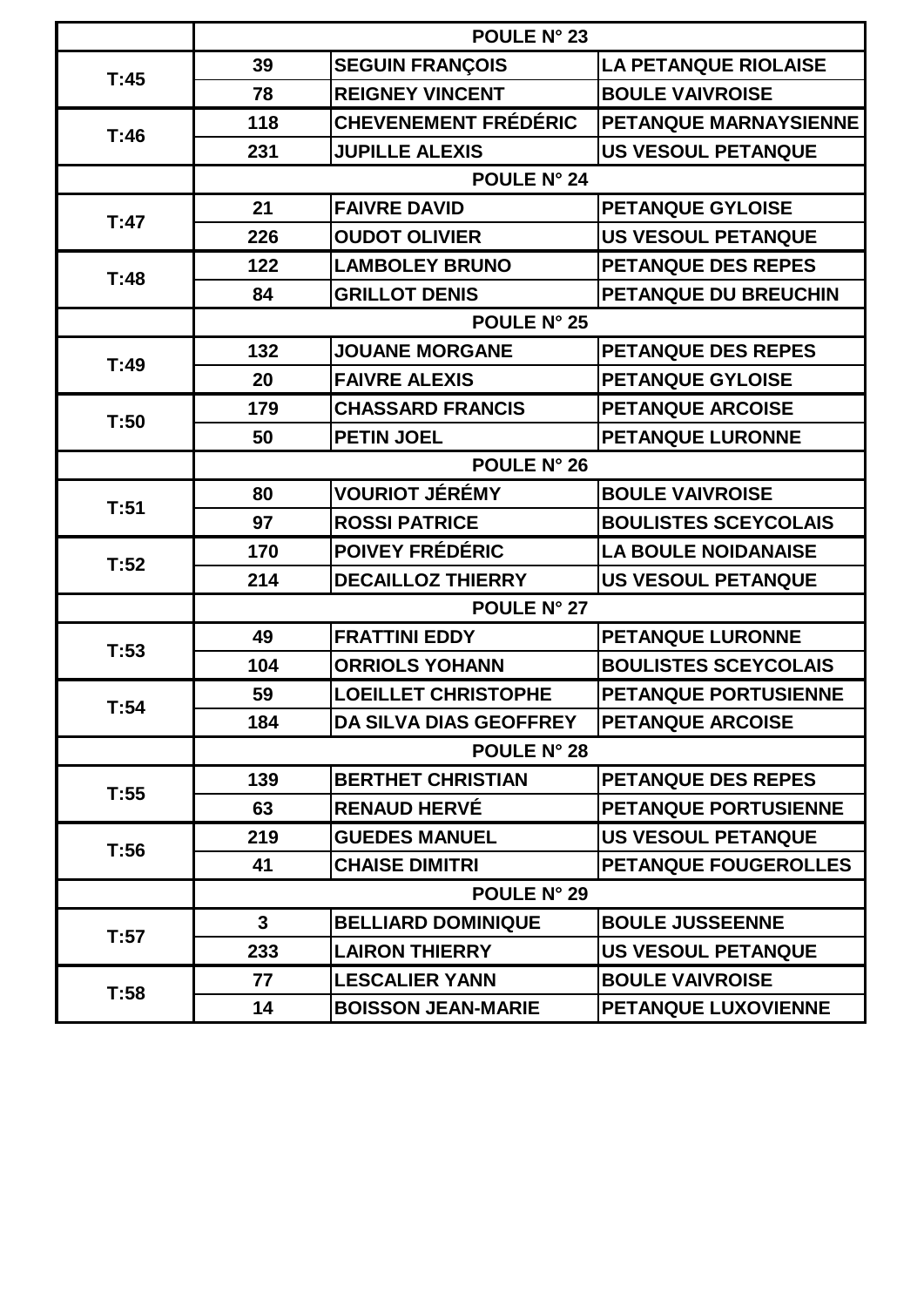| | POULE N° 23 | | |
|---|---|---|---|
| T:45 | 39 | SEGUIN FRANÇOIS | LA PETANQUE RIOLAISE |
| | 78 | REIGNEY VINCENT | BOULE VAIVROISE |
| T:46 | 118 | CHEVENEMENT FRÉDÉRIC | PETANQUE MARNAYSIENNE |
| | 231 | JUPILLE ALEXIS | US VESOUL PETANQUE |
| | POULE N° 24 | | |
| T:47 | 21 | FAIVRE DAVID | PETANQUE GYLOISE |
| | 226 | OUDOT OLIVIER | US VESOUL PETANQUE |
| T:48 | 122 | LAMBOLEY BRUNO | PETANQUE DES REPES |
| | 84 | GRILLOT DENIS | PETANQUE DU BREUCHIN |
| | POULE N° 25 | | |
| T:49 | 132 | JOUANE MORGANE | PETANQUE DES REPES |
| | 20 | FAIVRE ALEXIS | PETANQUE GYLOISE |
| T:50 | 179 | CHASSARD FRANCIS | PETANQUE ARCOISE |
| | 50 | PETIN JOEL | PETANQUE LURONNE |
| | POULE N° 26 | | |
| T:51 | 80 | VOURIOT JÉRÉMY | BOULE VAIVROISE |
| | 97 | ROSSI PATRICE | BOULISTES SCEYCOLAIS |
| T:52 | 170 | POIVEY FRÉDÉRIC | LA BOULE NOIDANAISE |
| | 214 | DECAILLOZ THIERRY | US VESOUL PETANQUE |
| | POULE N° 27 | | |
| T:53 | 49 | FRATTINI EDDY | PETANQUE LURONNE |
| | 104 | ORRIOLS YOHANN | BOULISTES SCEYCOLAIS |
| T:54 | 59 | LOEILLET CHRISTOPHE | PETANQUE PORTUSIENNE |
| | 184 | DA SILVA DIAS GEOFFREY | PETANQUE ARCOISE |
| | POULE N° 28 | | |
| T:55 | 139 | BERTHET CHRISTIAN | PETANQUE DES REPES |
| | 63 | RENAUD HERVÉ | PETANQUE PORTUSIENNE |
| T:56 | 219 | GUEDES MANUEL | US VESOUL PETANQUE |
| | 41 | CHAISE DIMITRI | PETANQUE FOUGEROLLES |
| | POULE N° 29 | | |
| T:57 | 3 | BELLIARD DOMINIQUE | BOULE JUSSEENNE |
| | 233 | LAIRON THIERRY | US VESOUL PETANQUE |
| T:58 | 77 | LESCALIER YANN | BOULE VAIVROISE |
| | 14 | BOISSON JEAN-MARIE | PETANQUE LUXOVIENNE |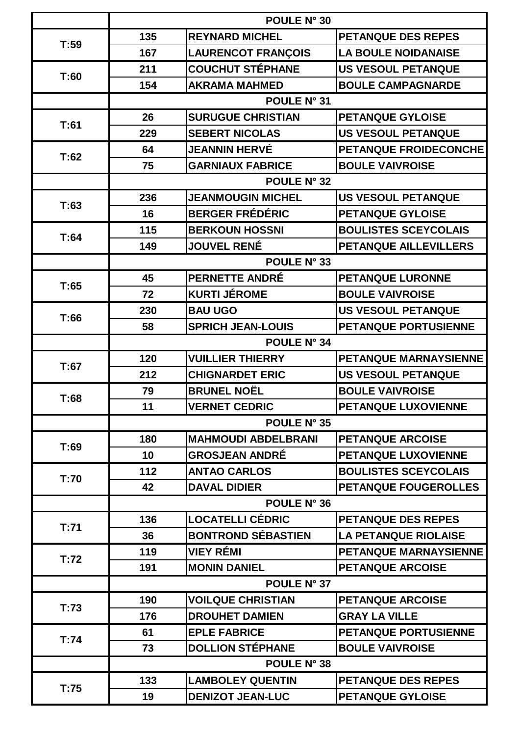| | POULE N° 30 | | |
|---|---|---|---|
| T:59 | 135 | REYNARD MICHEL | PETANQUE DES REPES |
| | 167 | LAURENCOT FRANÇOIS | LA BOULE NOIDANAISE |
| T:60 | 211 | COUCHUT STÉPHANE | US VESOUL PETANQUE |
| | 154 | AKRAMA MAHMED | BOULE CAMPAGNARDE |
| | POULE N° 31 | | |
| T:61 | 26 | SURUGUE CHRISTIAN | PETANQUE GYLOISE |
| | 229 | SEBERT NICOLAS | US VESOUL PETANQUE |
| T:62 | 64 | JEANNIN HERVÉ | PETANQUE FROIDECONCHE |
| | 75 | GARNIAUX FABRICE | BOULE VAIVROISE |
| | POULE N° 32 | | |
| T:63 | 236 | JEANMOUGIN MICHEL | US VESOUL PETANQUE |
| | 16 | BERGER FRÉDÉRIC | PETANQUE GYLOISE |
| T:64 | 115 | BERKOUN HOSSNI | BOULISTES SCEYCOLAIS |
| | 149 | JOUVEL RENÉ | PETANQUE AILLEVILLERS |
| | POULE N° 33 | | |
| T:65 | 45 | PERNETTE ANDRÉ | PETANQUE LURONNE |
| | 72 | KURTI JÉROME | BOULE VAIVROISE |
| T:66 | 230 | BAU UGO | US VESOUL PETANQUE |
| | 58 | SPRICH JEAN-LOUIS | PETANQUE PORTUSIENNE |
| | POULE N° 34 | | |
| T:67 | 120 | VUILLIER THIERRY | PETANQUE MARNAYSIENNE |
| | 212 | CHIGNARDET ERIC | US VESOUL PETANQUE |
| T:68 | 79 | BRUNEL NOËL | BOULE VAIVROISE |
| | 11 | VERNET CEDRIC | PETANQUE LUXOVIENNE |
| | POULE N° 35 | | |
| T:69 | 180 | MAHMOUDI ABDELBRANI | PETANQUE ARCOISE |
| | 10 | GROSJEAN ANDRÉ | PETANQUE LUXOVIENNE |
| T:70 | 112 | ANTAO CARLOS | BOULISTES SCEYCOLAIS |
| | 42 | DAVAL DIDIER | PETANQUE FOUGEROLLES |
| | POULE N° 36 | | |
| T:71 | 136 | LOCATELLI CÉDRIC | PETANQUE DES REPES |
| | 36 | BONTROND SÉBASTIEN | LA PETANQUE RIOLAISE |
| T:72 | 119 | VIEY RÉMI | PETANQUE MARNAYSIENNE |
| | 191 | MONIN DANIEL | PETANQUE ARCOISE |
| | POULE N° 37 | | |
| T:73 | 190 | VOILQUE CHRISTIAN | PETANQUE ARCOISE |
| | 176 | DROUHET DAMIEN | GRAY LA VILLE |
| T:74 | 61 | EPLE FABRICE | PETANQUE PORTUSIENNE |
| | 73 | DOLLION STÉPHANE | BOULE VAIVROISE |
| | POULE N° 38 | | |
| T:75 | 133 | LAMBOLEY QUENTIN | PETANQUE DES REPES |
| | 19 | DENIZOT JEAN-LUC | PETANQUE GYLOISE |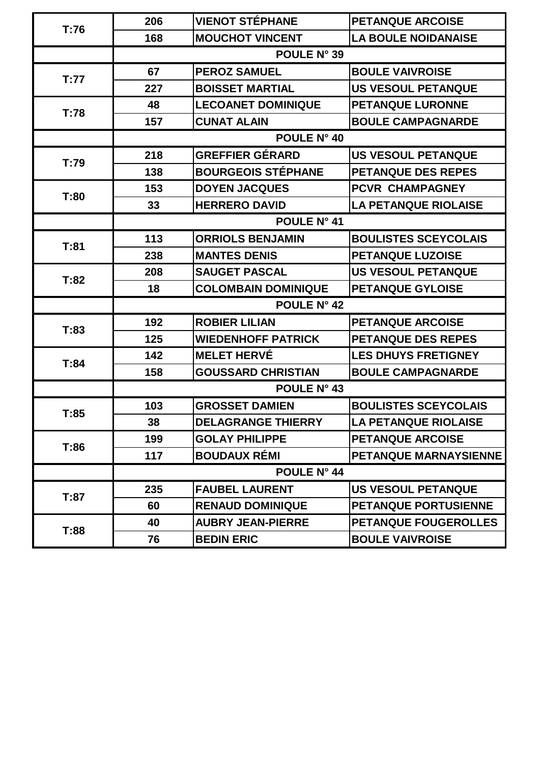| | | | |
|---|---|---|---|
| T:76 | 206 | VIENOT STÉPHANE | PETANQUE ARCOISE |
| | 168 | MOUCHOT VINCENT | LA BOULE NOIDANAISE |
| | POULE N° 39 | | |
| T:77 | 67 | PEROZ SAMUEL | BOULE VAIVROISE |
| | 227 | BOISSET MARTIAL | US VESOUL PETANQUE |
| T:78 | 48 | LECOANET DOMINIQUE | PETANQUE LURONNE |
| | 157 | CUNAT ALAIN | BOULE CAMPAGNARDE |
| | POULE N° 40 | | |
| T:79 | 218 | GREFFIER GÉRARD | US VESOUL PETANQUE |
| | 138 | BOURGEOIS STÉPHANE | PETANQUE DES REPES |
| T:80 | 153 | DOYEN JACQUES | PCVR CHAMPAGNEY |
| | 33 | HERRERO DAVID | LA PETANQUE RIOLAISE |
| | POULE N° 41 | | |
| T:81 | 113 | ORRIOLS BENJAMIN | BOULISTES SCEYCOLAIS |
| | 238 | MANTES DENIS | PETANQUE LUZOISE |
| T:82 | 208 | SAUGET PASCAL | US VESOUL PETANQUE |
| | 18 | COLOMBAIN DOMINIQUE | PETANQUE GYLOISE |
| | POULE N° 42 | | |
| T:83 | 192 | ROBIER LILIAN | PETANQUE ARCOISE |
| | 125 | WIEDENHOFF PATRICK | PETANQUE DES REPES |
| T:84 | 142 | MELET HERVÉ | LES DHUYS FRETIGNEY |
| | 158 | GOUSSARD CHRISTIAN | BOULE CAMPAGNARDE |
| | POULE N° 43 | | |
| T:85 | 103 | GROSSET DAMIEN | BOULISTES SCEYCOLAIS |
| | 38 | DELAGRANGE THIERRY | LA PETANQUE RIOLAISE |
| T:86 | 199 | GOLAY PHILIPPE | PETANQUE ARCOISE |
| | 117 | BOUDAUX RÉMI | PETANQUE MARNAYSIENNE |
| | POULE N° 44 | | |
| T:87 | 235 | FAUBEL LAURENT | US VESOUL PETANQUE |
| | 60 | RENAUD DOMINIQUE | PETANQUE PORTUSIENNE |
| T:88 | 40 | AUBRY JEAN-PIERRE | PETANQUE FOUGEROLLES |
| | 76 | BEDIN ERIC | BOULE VAIVROISE |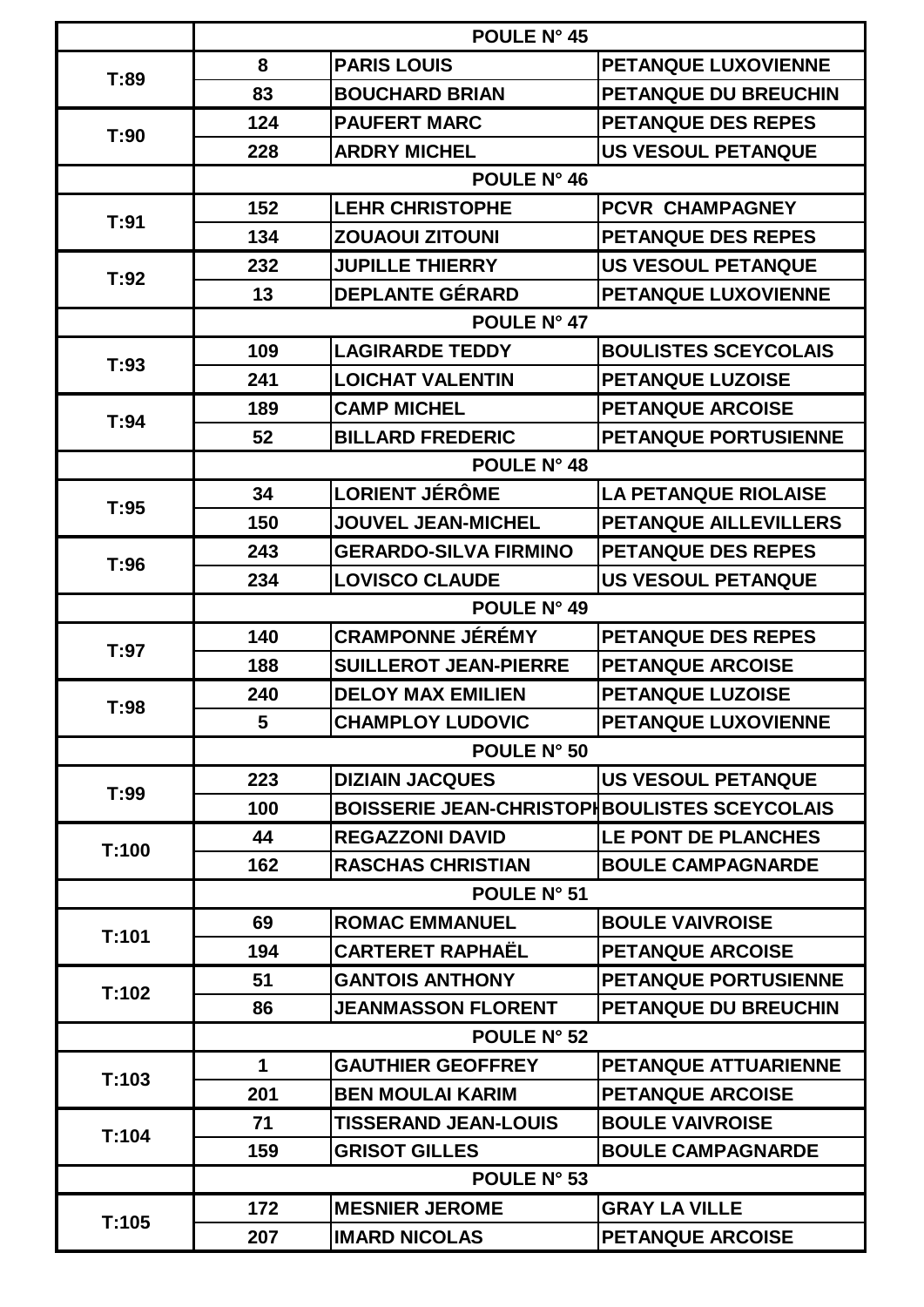| | POULE N° 45 | | |
|---|---|---|---|
| T:89 | 8 | PARIS LOUIS | PETANQUE LUXOVIENNE |
| | 83 | BOUCHARD BRIAN | PETANQUE DU BREUCHIN |
| T:90 | 124 | PAUFERT MARC | PETANQUE DES REPES |
| | 228 | ARDRY MICHEL | US VESOUL PETANQUE |
| | POULE N° 46 | | |
| T:91 | 152 | LEHR CHRISTOPHE | PCVR CHAMPAGNEY |
| | 134 | ZOUAOUI ZITOUNI | PETANQUE DES REPES |
| T:92 | 232 | JUPILLE THIERRY | US VESOUL PETANQUE |
| | 13 | DEPLANTE GÉRARD | PETANQUE LUXOVIENNE |
| | POULE N° 47 | | |
| T:93 | 109 | LAGIRARDE TEDDY | BOULISTES SCEYCOLAIS |
| | 241 | LOICHAT VALENTIN | PETANQUE LUZOISE |
| T:94 | 189 | CAMP MICHEL | PETANQUE ARCOISE |
| | 52 | BILLARD FREDERIC | PETANQUE PORTUSIENNE |
| | POULE N° 48 | | |
| T:95 | 34 | LORIENT JÉRÔME | LA PETANQUE RIOLAISE |
| | 150 | JOUVEL JEAN-MICHEL | PETANQUE AILLEVILLERS |
| T:96 | 243 | GERARDO-SILVA FIRMINO | PETANQUE DES REPES |
| | 234 | LOVISCO CLAUDE | US VESOUL PETANQUE |
| | POULE N° 49 | | |
| T:97 | 140 | CRAMPONNE JÉRÉMY | PETANQUE DES REPES |
| | 188 | SUILLEROT JEAN-PIERRE | PETANQUE ARCOISE |
| T:98 | 240 | DELOY MAX EMILIEN | PETANQUE LUZOISE |
| | 5 | CHAMPLOY LUDOVIC | PETANQUE LUXOVIENNE |
| | POULE N° 50 | | |
| T:99 | 223 | DIZIAIN JACQUES | US VESOUL PETANQUE |
| | 100 | BOISSERIE JEAN-CHRISTOPH | BOULISTES SCEYCOLAIS |
| T:100 | 44 | REGAZZONI DAVID | LE PONT DE PLANCHES |
| | 162 | RASCHAS CHRISTIAN | BOULE CAMPAGNARDE |
| | POULE N° 51 | | |
| T:101 | 69 | ROMAC EMMANUEL | BOULE VAIVROISE |
| | 194 | CARTERET RAPHAËL | PETANQUE ARCOISE |
| T:102 | 51 | GANTOIS ANTHONY | PETANQUE PORTUSIENNE |
| | 86 | JEANMASSON FLORENT | PETANQUE DU BREUCHIN |
| | POULE N° 52 | | |
| T:103 | 1 | GAUTHIER GEOFFREY | PETANQUE ATTUARIENNE |
| | 201 | BEN MOULAI KARIM | PETANQUE ARCOISE |
| T:104 | 71 | TISSERAND JEAN-LOUIS | BOULE VAIVROISE |
| | 159 | GRISOT GILLES | BOULE CAMPAGNARDE |
| | POULE N° 53 | | |
| T:105 | 172 | MESNIER JEROME | GRAY LA VILLE |
| | 207 | IMARD NICOLAS | PETANQUE ARCOISE |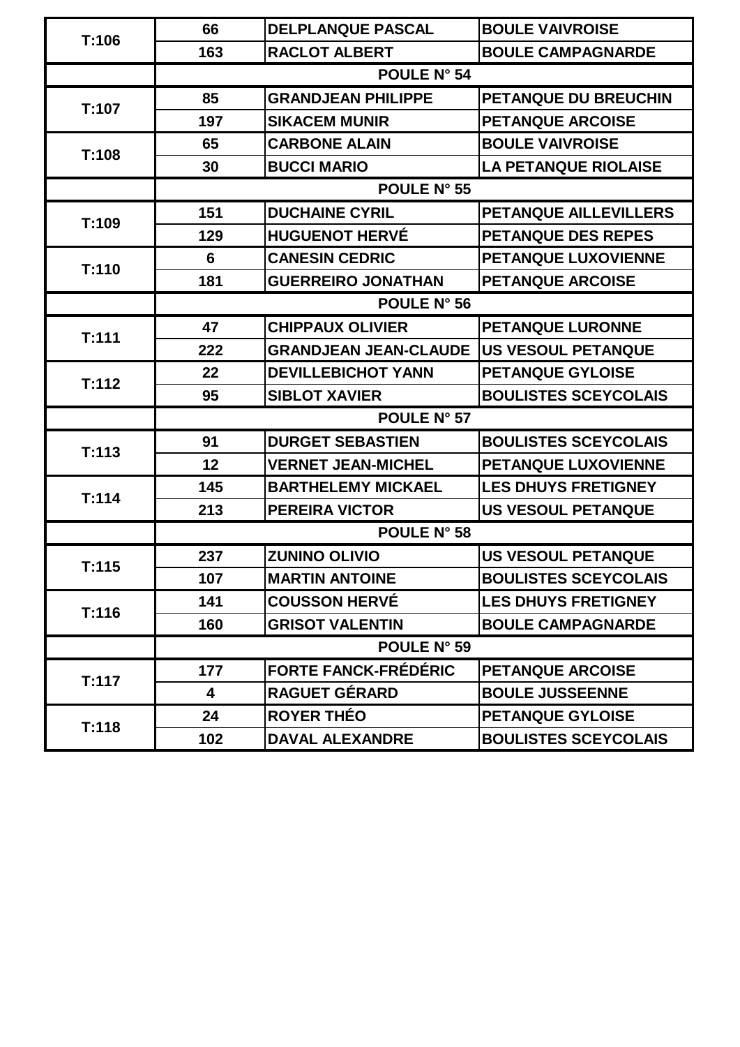| | | | |
|---|---|---|---|
| T:106 | 66 | DELPLANQUE PASCAL | BOULE VAIVROISE |
| | 163 | RACLOT ALBERT | BOULE CAMPAGNARDE |
| | POULE N° 54 | | |
| T:107 | 85 | GRANDJEAN PHILIPPE | PETANQUE DU BREUCHIN |
| | 197 | SIKACEM MUNIR | PETANQUE ARCOISE |
| T:108 | 65 | CARBONE ALAIN | BOULE VAIVROISE |
| | 30 | BUCCI MARIO | LA PETANQUE RIOLAISE |
| | POULE N° 55 | | |
| T:109 | 151 | DUCHAINE CYRIL | PETANQUE AILLEVILLERS |
| | 129 | HUGUENOT HERVÉ | PETANQUE DES REPES |
| T:110 | 6 | CANESIN CEDRIC | PETANQUE LUXOVIENNE |
| | 181 | GUERREIRO JONATHAN | PETANQUE ARCOISE |
| | POULE N° 56 | | |
| T:111 | 47 | CHIPPAUX OLIVIER | PETANQUE LURONNE |
| | 222 | GRANDJEAN JEAN-CLAUDE | US VESOUL PETANQUE |
| T:112 | 22 | DEVILLEBICHOT YANN | PETANQUE GYLOISE |
| | 95 | SIBLOT XAVIER | BOULISTES SCEYCOLAIS |
| | POULE N° 57 | | |
| T:113 | 91 | DURGET SEBASTIEN | BOULISTES SCEYCOLAIS |
| | 12 | VERNET JEAN-MICHEL | PETANQUE LUXOVIENNE |
| T:114 | 145 | BARTHELEMY MICKAEL | LES DHUYS FRETIGNEY |
| | 213 | PEREIRA VICTOR | US VESOUL PETANQUE |
| | POULE N° 58 | | |
| T:115 | 237 | ZUNINO OLIVIO | US VESOUL PETANQUE |
| | 107 | MARTIN ANTOINE | BOULISTES SCEYCOLAIS |
| T:116 | 141 | COUSSON HERVÉ | LES DHUYS FRETIGNEY |
| | 160 | GRISOT VALENTIN | BOULE CAMPAGNARDE |
| | POULE N° 59 | | |
| T:117 | 177 | FORTE FANCK-FRÉDÉRIC | PETANQUE ARCOISE |
| | 4 | RAGUET GÉRARD | BOULE JUSSEENNE |
| T:118 | 24 | ROYER THÉO | PETANQUE GYLOISE |
| | 102 | DAVAL ALEXANDRE | BOULISTES SCEYCOLAIS |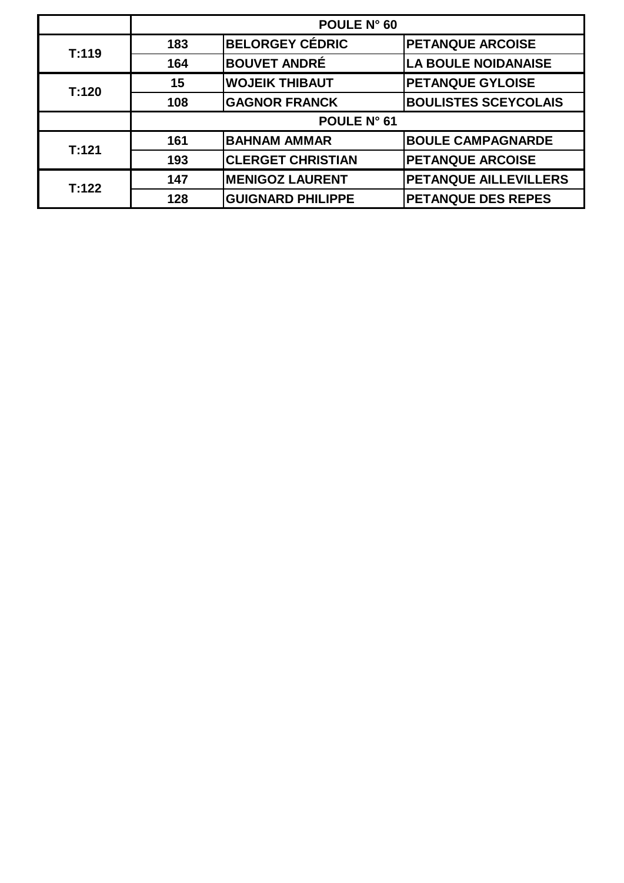| | | | |
|---|---|---|---|
| | POULE N° 60 | | |
| T:119 | 183 | BELORGEY CÉDRIC | PETANQUE ARCOISE |
| | 164 | BOUVET ANDRÉ | LA BOULE NOIDANAISE |
| T:120 | 15 | WOJEIK THIBAUT | PETANQUE GYLOISE |
| | 108 | GAGNOR FRANCK | BOULISTES SCEYCOLAIS |
| | POULE N° 61 | | |
| T:121 | 161 | BAHNAM AMMAR | BOULE CAMPAGNARDE |
| | 193 | CLERGET CHRISTIAN | PETANQUE ARCOISE |
| T:122 | 147 | MENIGOZ LAURENT | PETANQUE AILLEVILLERS |
| | 128 | GUIGNARD PHILIPPE | PETANQUE DES REPES |